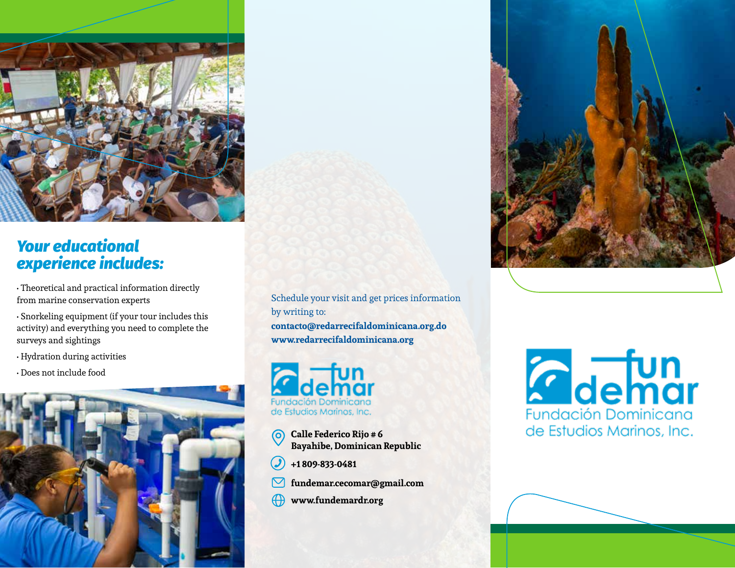## *Your educational experience includes:*

- Theoretical and practical information directly from marine conservation experts
- Snorkeling equipment (if your tour includes this activity) and everything you need to complete the surveys and sightings
- Hydration during activities
- Does not include food

Schedule your visit and get prices information by writing to:

**contacto@redarrecifaldominicana.org.do**
**www.redarrecifaldominicana.org**

fun demar
Fundación Dominicana de Estudios Marinos, Inc.

**Calle Federico Rijo # 6**
**Bayahibe, Dominican Republic**

**+1 809-833-0481**

**fundemar.cecomar@gmail.com**

**www.fundemardr.org**

fun demar
Fundación Dominicana de Estudios Marinos, Inc.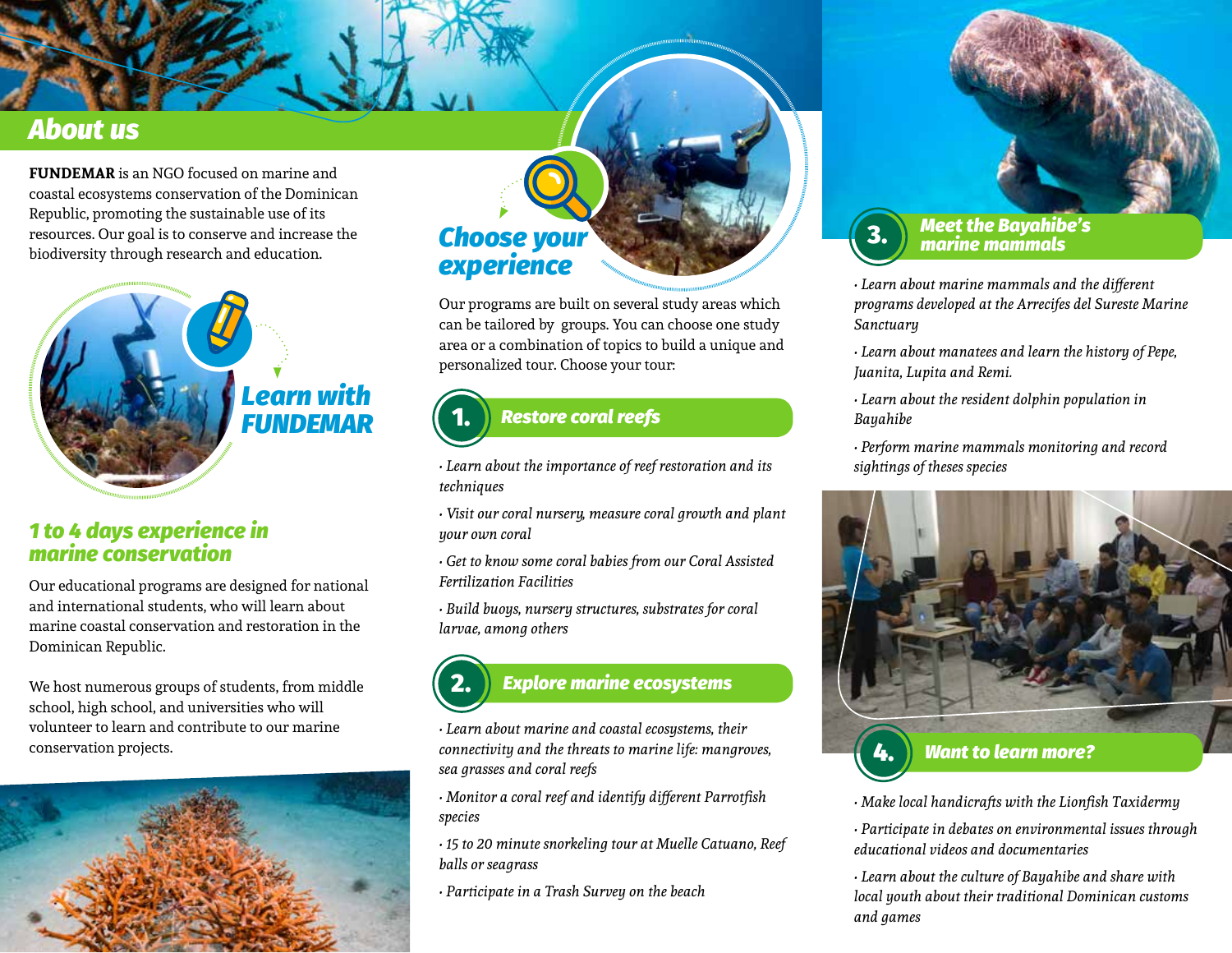## About us

**FUNDEMAR** is an NGO focused on marine and coastal ecosystems conservation of the Dominican Republic, promoting the sustainable use of its resources. Our goal is to conserve and increase the biodiversity through research and education.

## Learn with FUNDEMAR

### 1 to 4 days experience in marine conservation

Our educational programs are designed for national and international students, who will learn about marine coastal conservation and restoration in the Dominican Republic.

We host numerous groups of students, from middle school, high school, and universities who will volunteer to learn and contribute to our marine conservation projects.

## Choose your experience

Our programs are built on several study areas which can be tailored by groups. You can choose one study area or a combination of topics to build a unique and personalized tour. Choose your tour:

### 1. Restore coral reefs

- *Learn about the importance of reef restoration and its techniques*
- *Visit our coral nursery, measure coral growth and plant your own coral*
- *Get to know some coral babies from our Coral Assisted Fertilization Facilities*
- *Build buoys, nursery structures, substrates for coral larvae, among others*

### 2. Explore marine ecosystems

- *Learn about marine and coastal ecosystems, their connectivity and the threats to marine life: mangroves, sea grasses and coral reefs*
- *Monitor a coral reef and identify different Parrotfish species*
- *15 to 20 minute snorkeling tour at Muelle Catuano, Reef balls or seagrass*
- *Participate in a Trash Survey on the beach*

### 3. Meet the Bayahibe's marine mammals

- *Learn about marine mammals and the different programs developed at the Arrecifes del Sureste Marine Sanctuary*
- *Learn about manatees and learn the history of Pepe, Juanita, Lupita and Remi.*
- *Learn about the resident dolphin population in Bayahibe*
- *Perform marine mammals monitoring and record sightings of theses species*

### 4. Want to learn more?

- *Make local handicrafts with the Lionfish Taxidermy*
- *Participate in debates on environmental issues through educational videos and documentaries*
- *Learn about the culture of Bayahibe and share with local youth about their traditional Dominican customs and games*